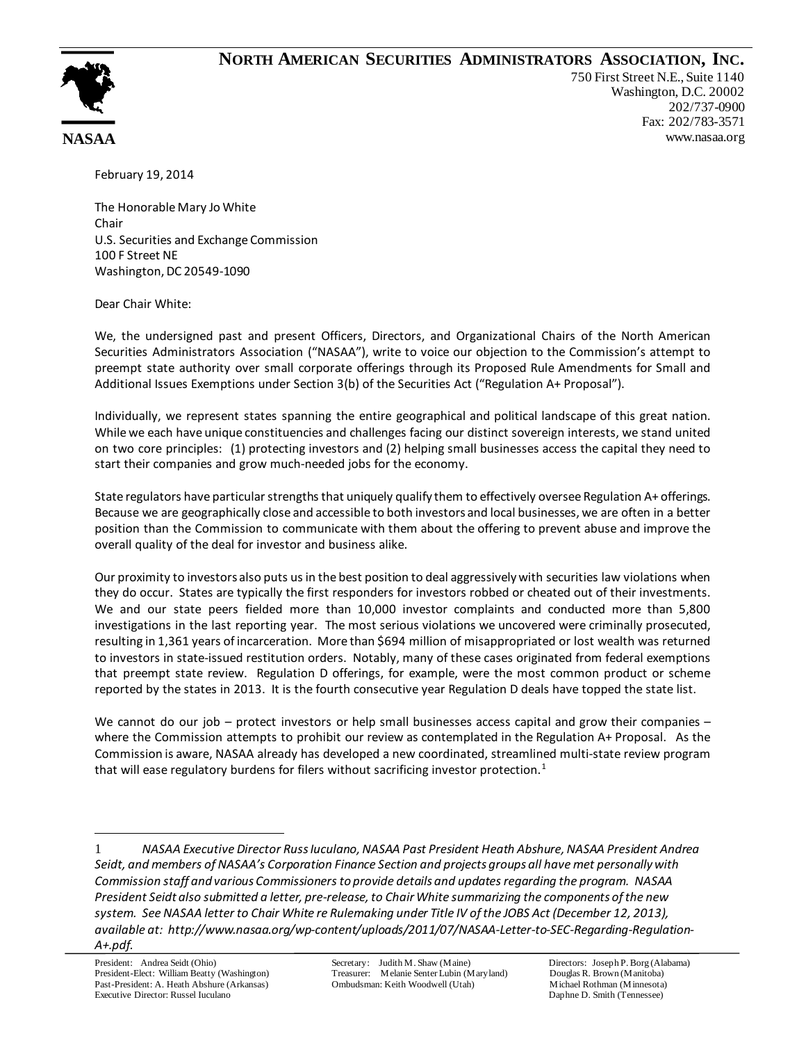# NORTH AMERICAN SECURITIES ADMINISTRATORS ASSOCIATION, INC.

NASAA

750 First Street N.E., Suite 1140
Washington, D.C. 20002
202/737-0900
Fax: 202/783-3571
www.nasaa.org

February 19, 2014

The Honorable Mary Jo White
Chair
U.S. Securities and Exchange Commission
100 F Street NE
Washington, DC 20549-1090

Dear Chair White:

We, the undersigned past and present Officers, Directors, and Organizational Chairs of the North American Securities Administrators Association ("NASAA"), write to voice our objection to the Commission's attempt to preempt state authority over small corporate offerings through its Proposed Rule Amendments for Small and Additional Issues Exemptions under Section 3(b) of the Securities Act ("Regulation A+ Proposal").

Individually, we represent states spanning the entire geographical and political landscape of this great nation. While we each have unique constituencies and challenges facing our distinct sovereign interests, we stand united on two core principles: (1) protecting investors and (2) helping small businesses access the capital they need to start their companies and grow much-needed jobs for the economy.

State regulators have particular strengths that uniquely qualify them to effectively oversee Regulation A+ offerings. Because we are geographically close and accessible to both investors and local businesses, we are often in a better position than the Commission to communicate with them about the offering to prevent abuse and improve the overall quality of the deal for investor and business alike.

Our proximity to investors also puts us in the best position to deal aggressively with securities law violations when they do occur. States are typically the first responders for investors robbed or cheated out of their investments. We and our state peers fielded more than 10,000 investor complaints and conducted more than 5,800 investigations in the last reporting year. The most serious violations we uncovered were criminally prosecuted, resulting in 1,361 years of incarceration. More than $694 million of misappropriated or lost wealth was returned to investors in state-issued restitution orders. Notably, many of these cases originated from federal exemptions that preempt state review. Regulation D offerings, for example, were the most common product or scheme reported by the states in 2013. It is the fourth consecutive year Regulation D deals have topped the state list.

We cannot do our job – protect investors or help small businesses access capital and grow their companies – where the Commission attempts to prohibit our review as contemplated in the Regulation A+ Proposal. As the Commission is aware, NASAA already has developed a new coordinated, streamlined multi-state review program that will ease regulatory burdens for filers without sacrificing investor protection.[1]

---

[1] *NASAA Executive Director Russ Iuculano, NASAA Past President Heath Abshure, NASAA President Andrea Seidt, and members of NASAA's Corporation Finance Section and projects groups all have met personally with Commission staff and various Commissioners to provide details and updates regarding the program. NASAA President Seidt also submitted a letter, pre-release, to Chair White summarizing the components of the new system. See NASAA letter to Chair White re Rulemaking under Title IV of the JOBS Act (December 12, 2013), available at: http://www.nasaa.org/wp-content/uploads/2011/07/NASAA-Letter-to-SEC-Regarding-Regulation-A+.pdf.*

---

President: Andrea Seidt (Ohio)
President-Elect: William Beatty (Washington)
Past-President: A. Heath Abshure (Arkansas)
Executive Director: Russel Iuculano

Secretary: Judith M. Shaw (Maine)
Treasurer: Melanie Senter Lubin (Maryland)
Ombudsman: Keith Woodwell (Utah)

Directors: Joseph P. Borg (Alabama)
Douglas R. Brown (Manitoba)
Michael Rothman (Minnesota)
Daphne D. Smith (Tennessee)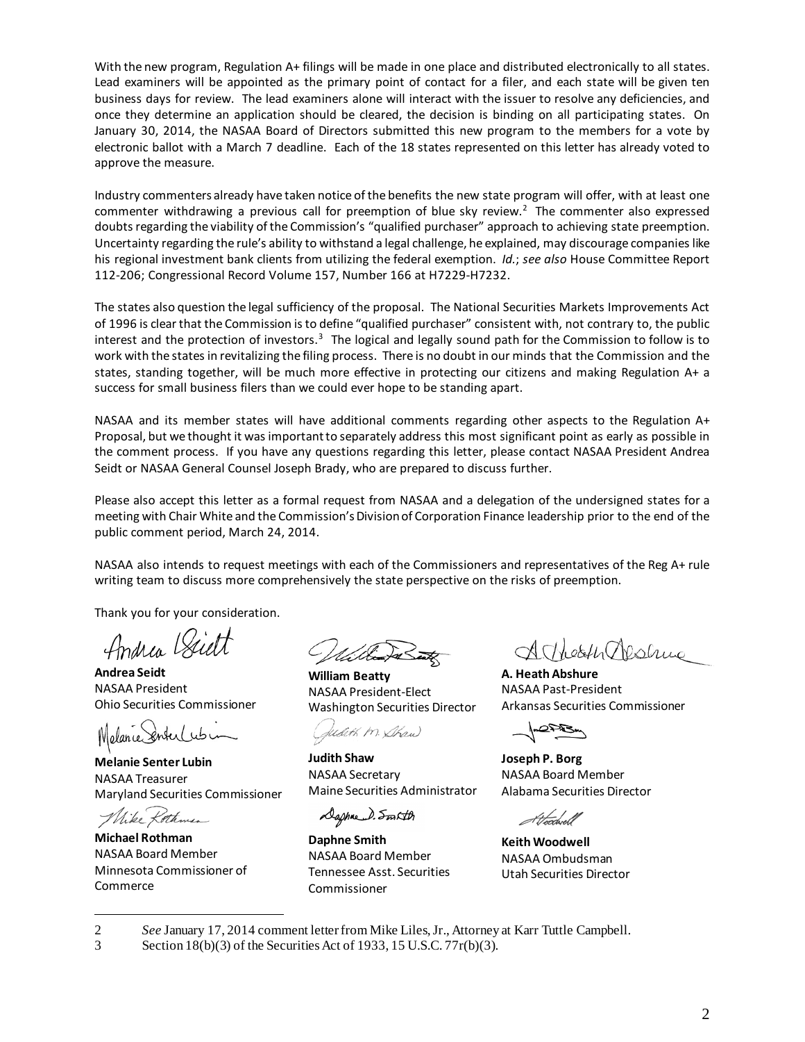With the new program, Regulation A+ filings will be made in one place and distributed electronically to all states. Lead examiners will be appointed as the primary point of contact for a filer, and each state will be given ten business days for review. The lead examiners alone will interact with the issuer to resolve any deficiencies, and once they determine an application should be cleared, the decision is binding on all participating states. On January 30, 2014, the NASAA Board of Directors submitted this new program to the members for a vote by electronic ballot with a March 7 deadline. Each of the 18 states represented on this letter has already voted to approve the measure.

Industry commenters already have taken notice of the benefits the new state program will offer, with at least one commenter withdrawing a previous call for preemption of blue sky review.[2] The commenter also expressed doubts regarding the viability of the Commission's "qualified purchaser" approach to achieving state preemption. Uncertainty regarding the rule's ability to withstand a legal challenge, he explained, may discourage companies like his regional investment bank clients from utilizing the federal exemption. *Id.*; *see also* House Committee Report 112-206; Congressional Record Volume 157, Number 166 at H7229-H7232.

The states also question the legal sufficiency of the proposal. The National Securities Markets Improvements Act of 1996 is clear that the Commission is to define "qualified purchaser" consistent with, not contrary to, the public interest and the protection of investors.[3] The logical and legally sound path for the Commission to follow is to work with the states in revitalizing the filing process. There is no doubt in our minds that the Commission and the states, standing together, will be much more effective in protecting our citizens and making Regulation A+ a success for small business filers than we could ever hope to be standing apart.

NASAA and its member states will have additional comments regarding other aspects to the Regulation A+ Proposal, but we thought it was important to separately address this most significant point as early as possible in the comment process. If you have any questions regarding this letter, please contact NASAA President Andrea Seidt or NASAA General Counsel Joseph Brady, who are prepared to discuss further.

Please also accept this letter as a formal request from NASAA and a delegation of the undersigned states for a meeting with Chair White and the Commission's Division of Corporation Finance leadership prior to the end of the public comment period, March 24, 2014.

NASAA also intends to request meetings with each of the Commissioners and representatives of the Reg A+ rule writing team to discuss more comprehensively the state perspective on the risks of preemption.

Thank you for your consideration.

**Andrea Seidt**
NASAA President
Ohio Securities Commissioner

**William Beatty**
NASAA President-Elect
Washington Securities Director

**A. Heath Abshure**
NASAA Past-President
Arkansas Securities Commissioner

**Melanie Senter Lubin**
NASAA Treasurer
Maryland Securities Commissioner

**Judith Shaw**
NASAA Secretary
Maine Securities Administrator

**Joseph P. Borg**
NASAA Board Member
Alabama Securities Director

**Michael Rothman**
NASAA Board Member
Minnesota Commissioner of Commerce

**Daphne Smith**
NASAA Board Member
Tennessee Asst. Securities Commissioner

**Keith Woodwell**
NASAA Ombudsman
Utah Securities Director

---

2 *See* January 17, 2014 comment letter from Mike Liles, Jr., Attorney at Karr Tuttle Campbell.

3 Section 18(b)(3) of the Securities Act of 1933, 15 U.S.C. 77r(b)(3).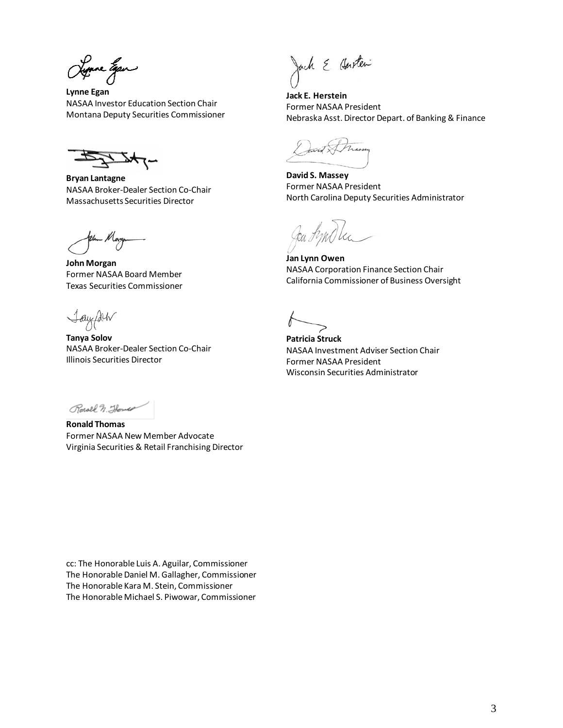**Lynne Egan**
NASAA Investor Education Section Chair
Montana Deputy Securities Commissioner

**Jack E. Herstein**
Former NASAA President
Nebraska Asst. Director Depart. of Banking & Finance

**Bryan Lantagne**
NASAA Broker-Dealer Section Co-Chair
Massachusetts Securities Director

**David S. Massey**
Former NASAA President
North Carolina Deputy Securities Administrator

**John Morgan**
Former NASAA Board Member
Texas Securities Commissioner

**Jan Lynn Owen**
NASAA Corporation Finance Section Chair
California Commissioner of Business Oversight

**Tanya Solov**
NASAA Broker-Dealer Section Co-Chair
Illinois Securities Director

**Patricia Struck**
NASAA Investment Adviser Section Chair
Former NASAA President
Wisconsin Securities Administrator

**Ronald Thomas**
Former NASAA New Member Advocate
Virginia Securities & Retail Franchising Director

cc: The Honorable Luis A. Aguilar, Commissioner
The Honorable Daniel M. Gallagher, Commissioner
The Honorable Kara M. Stein, Commissioner
The Honorable Michael S. Piwowar, Commissioner